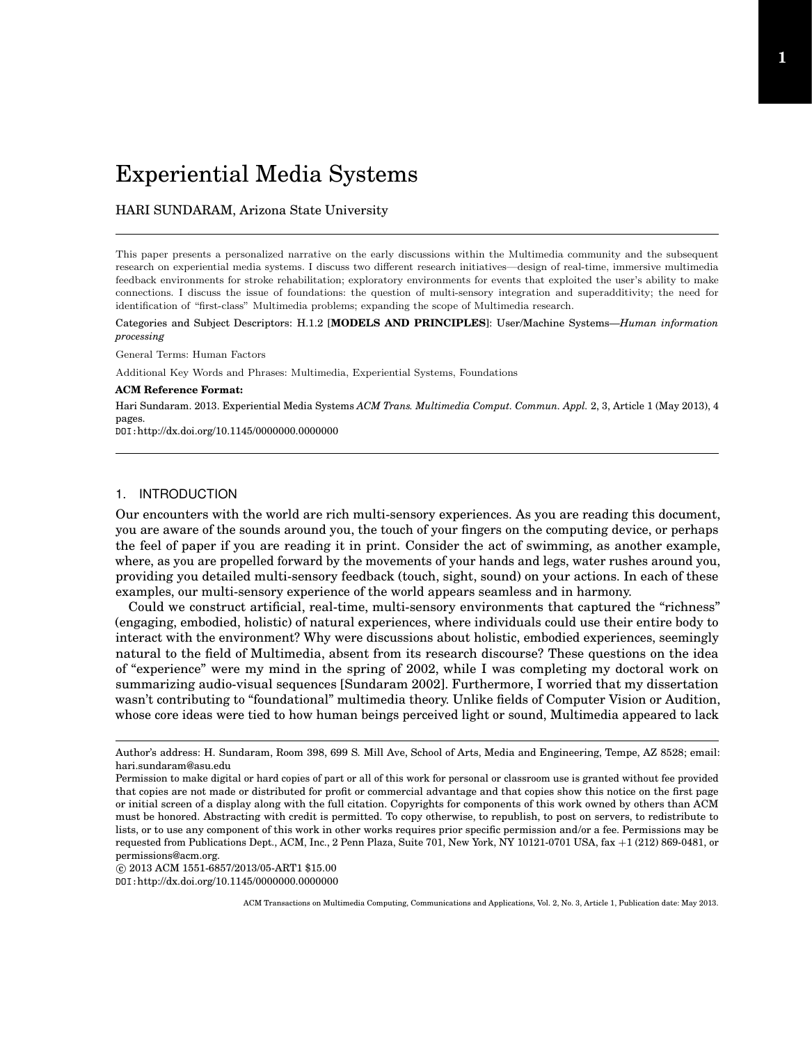# Experiential Media Systems

HARI SUNDARAM, Arizona State University

---

This paper presents a personalized narrative on the early discussions within the Multimedia community and the subsequent research on experiential media systems. I discuss two different research initiatives—design of real-time, immersive multimedia feedback environments for stroke rehabilitation; exploratory environments for events that exploited the user's ability to make connections. I discuss the issue of foundations: the question of multi-sensory integration and superadditivity; the need for identification of "first-class" Multimedia problems; expanding the scope of Multimedia research.

Categories and Subject Descriptors: H.1.2 [**MODELS AND PRINCIPLES**]: User/Machine Systems—*Human information processing*

General Terms: Human Factors

Additional Key Words and Phrases: Multimedia, Experiential Systems, Foundations

**ACM Reference Format:**

Hari Sundaram. 2013. Experiential Media Systems *ACM Trans. Multimedia Comput. Commun. Appl.* 2, 3, Article 1 (May 2013), 4 pages.
DOI:http://dx.doi.org/10.1145/0000000.0000000

---

## 1. INTRODUCTION

Our encounters with the world are rich multi-sensory experiences. As you are reading this document, you are aware of the sounds around you, the touch of your fingers on the computing device, or perhaps the feel of paper if you are reading it in print. Consider the act of swimming, as another example, where, as you are propelled forward by the movements of your hands and legs, water rushes around you, providing you detailed multi-sensory feedback (touch, sight, sound) on your actions. In each of these examples, our multi-sensory experience of the world appears seamless and in harmony.

Could we construct artificial, real-time, multi-sensory environments that captured the "richness" (engaging, embodied, holistic) of natural experiences, where individuals could use their entire body to interact with the environment? Why were discussions about holistic, embodied experiences, seemingly natural to the field of Multimedia, absent from its research discourse? These questions on the idea of "experience" were my mind in the spring of 2002, while I was completing my doctoral work on summarizing audio-visual sequences [Sundaram 2002]. Furthermore, I worried that my dissertation wasn't contributing to "foundational" multimedia theory. Unlike fields of Computer Vision or Audition, whose core ideas were tied to how human beings perceived light or sound, Multimedia appeared to lack

---

Author's address: H. Sundaram, Room 398, 699 S. Mill Ave, School of Arts, Media and Engineering, Tempe, AZ 8528; email: hari.sundaram@asu.edu

Permission to make digital or hard copies of part or all of this work for personal or classroom use is granted without fee provided that copies are not made or distributed for profit or commercial advantage and that copies show this notice on the first page or initial screen of a display along with the full citation. Copyrights for components of this work owned by others than ACM must be honored. Abstracting with credit is permitted. To copy otherwise, to republish, to post on servers, to redistribute to lists, or to use any component of this work in other works requires prior specific permission and/or a fee. Permissions may be requested from Publications Dept., ACM, Inc., 2 Penn Plaza, Suite 701, New York, NY 10121-0701 USA, fax +1 (212) 869-0481, or permissions@acm.org.

© 2013 ACM 1551-6857/2013/05-ART1 $15.00

DOI:http://dx.doi.org/10.1145/0000000.0000000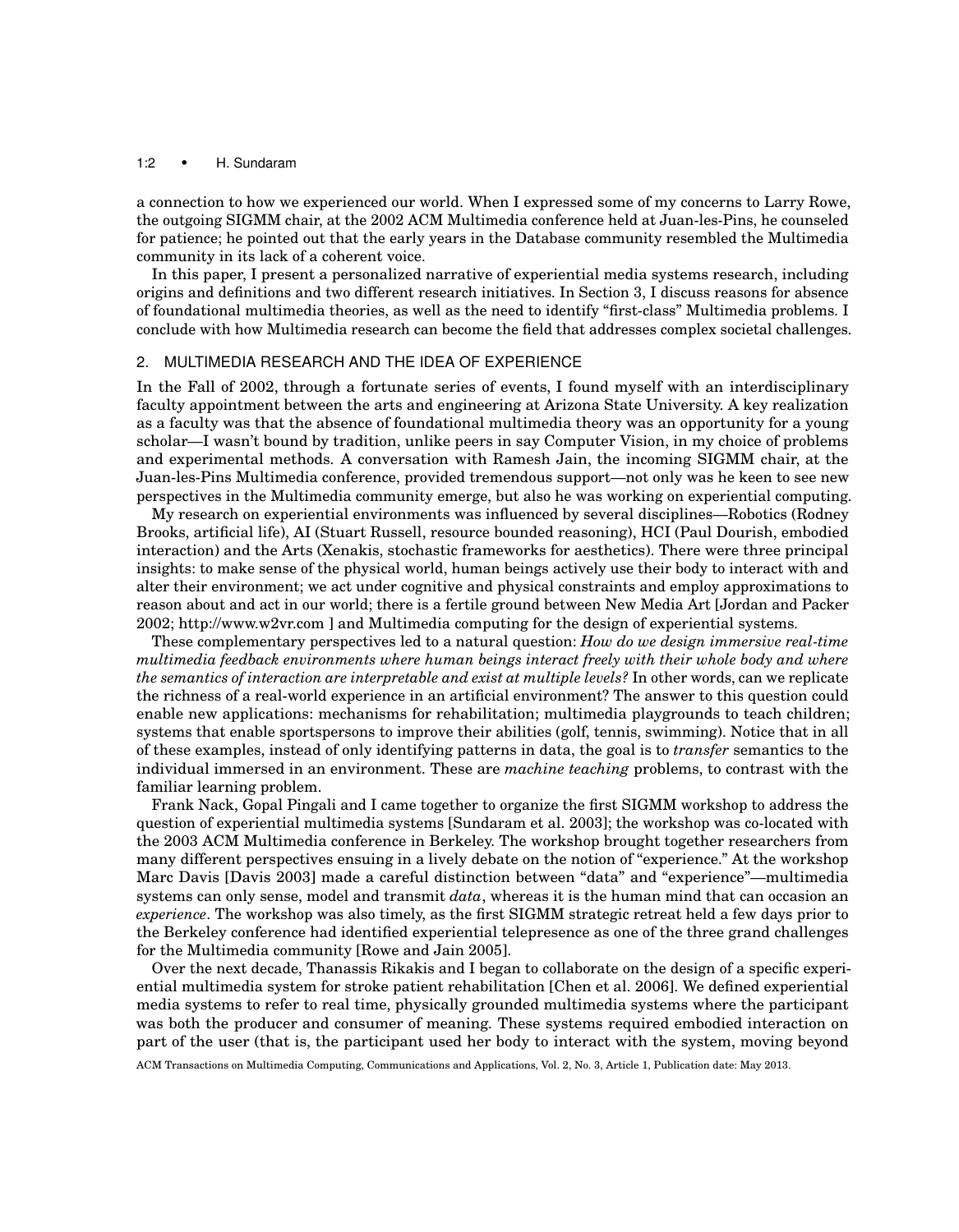a connection to how we experienced our world. When I expressed some of my concerns to Larry Rowe, the outgoing SIGMM chair, at the 2002 ACM Multimedia conference held at Juan-les-Pins, he counseled for patience; he pointed out that the early years in the Database community resembled the Multimedia community in its lack of a coherent voice.

In this paper, I present a personalized narrative of experiential media systems research, including origins and definitions and two different research initiatives. In Section 3, I discuss reasons for absence of foundational multimedia theories, as well as the need to identify "first-class" Multimedia problems. I conclude with how Multimedia research can become the field that addresses complex societal challenges.

## 2. MULTIMEDIA RESEARCH AND THE IDEA OF EXPERIENCE

In the Fall of 2002, through a fortunate series of events, I found myself with an interdisciplinary faculty appointment between the arts and engineering at Arizona State University. A key realization as a faculty was that the absence of foundational multimedia theory was an opportunity for a young scholar—I wasn't bound by tradition, unlike peers in say Computer Vision, in my choice of problems and experimental methods. A conversation with Ramesh Jain, the incoming SIGMM chair, at the Juan-les-Pins Multimedia conference, provided tremendous support—not only was he keen to see new perspectives in the Multimedia community emerge, but also he was working on experiential computing.

My research on experiential environments was influenced by several disciplines—Robotics (Rodney Brooks, artificial life), AI (Stuart Russell, resource bounded reasoning), HCI (Paul Dourish, embodied interaction) and the Arts (Xenakis, stochastic frameworks for aesthetics). There were three principal insights: to make sense of the physical world, human beings actively use their body to interact with and alter their environment; we act under cognitive and physical constraints and employ approximations to reason about and act in our world; there is a fertile ground between New Media Art [Jordan and Packer 2002; http://www.w2vr.com ] and Multimedia computing for the design of experiential systems.

These complementary perspectives led to a natural question: *How do we design immersive real-time multimedia feedback environments where human beings interact freely with their whole body and where the semantics of interaction are interpretable and exist at multiple levels?* In other words, can we replicate the richness of a real-world experience in an artificial environment? The answer to this question could enable new applications: mechanisms for rehabilitation; multimedia playgrounds to teach children; systems that enable sportspersons to improve their abilities (golf, tennis, swimming). Notice that in all of these examples, instead of only identifying patterns in data, the goal is to *transfer* semantics to the individual immersed in an environment. These are *machine teaching* problems, to contrast with the familiar learning problem.

Frank Nack, Gopal Pingali and I came together to organize the first SIGMM workshop to address the question of experiential multimedia systems [Sundaram et al. 2003]; the workshop was co-located with the 2003 ACM Multimedia conference in Berkeley. The workshop brought together researchers from many different perspectives ensuing in a lively debate on the notion of "experience." At the workshop Marc Davis [Davis 2003] made a careful distinction between "data" and "experience"—multimedia systems can only sense, model and transmit *data*, whereas it is the human mind that can occasion an *experience*. The workshop was also timely, as the first SIGMM strategic retreat held a few days prior to the Berkeley conference had identified experiential telepresence as one of the three grand challenges for the Multimedia community [Rowe and Jain 2005].

Over the next decade, Thanassis Rikakis and I began to collaborate on the design of a specific experiential multimedia system for stroke patient rehabilitation [Chen et al. 2006]. We defined experiential media systems to refer to real time, physically grounded multimedia systems where the participant was both the producer and consumer of meaning. These systems required embodied interaction on part of the user (that is, the participant used her body to interact with the system, moving beyond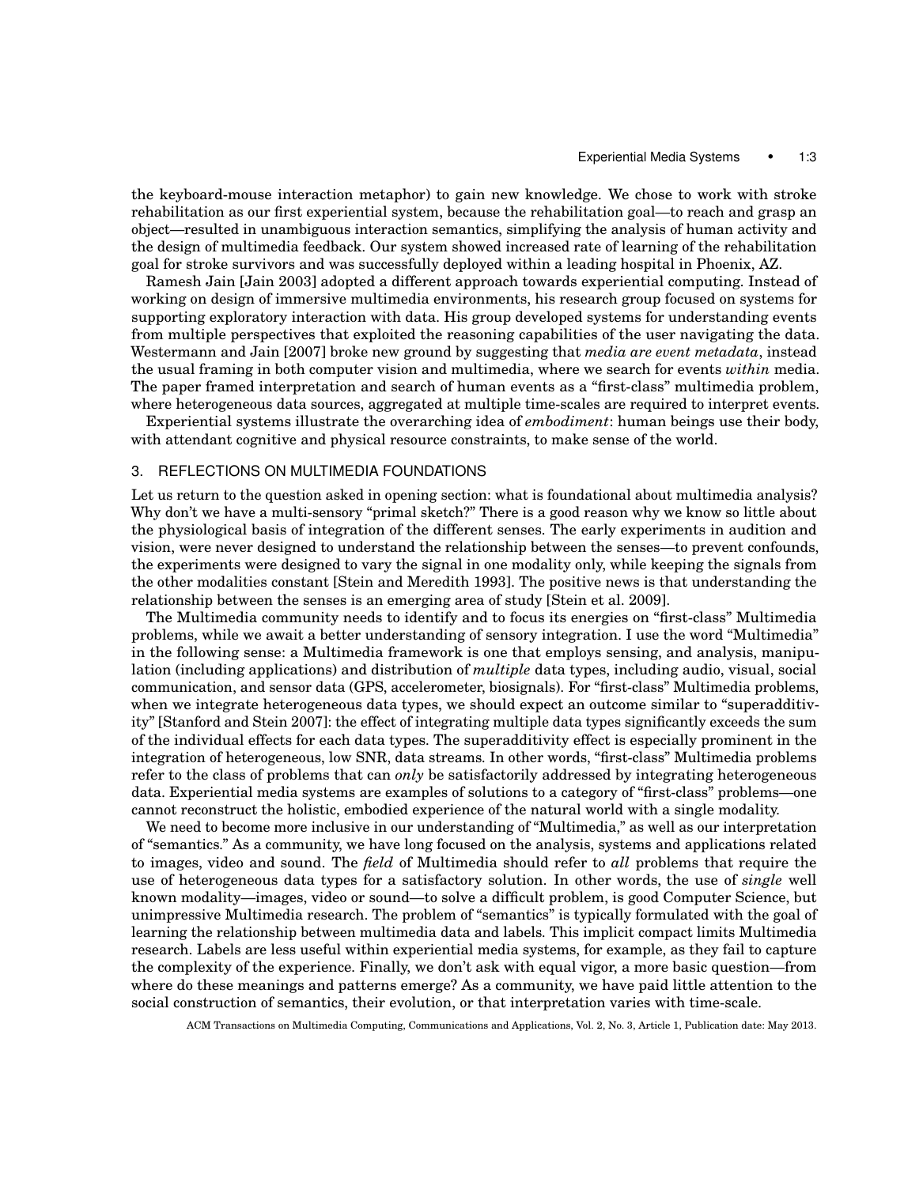the keyboard-mouse interaction metaphor) to gain new knowledge. We chose to work with stroke rehabilitation as our first experiential system, because the rehabilitation goal—to reach and grasp an object—resulted in unambiguous interaction semantics, simplifying the analysis of human activity and the design of multimedia feedback. Our system showed increased rate of learning of the rehabilitation goal for stroke survivors and was successfully deployed within a leading hospital in Phoenix, AZ.

Ramesh Jain [Jain 2003] adopted a different approach towards experiential computing. Instead of working on design of immersive multimedia environments, his research group focused on systems for supporting exploratory interaction with data. His group developed systems for understanding events from multiple perspectives that exploited the reasoning capabilities of the user navigating the data. Westermann and Jain [2007] broke new ground by suggesting that *media are event metadata*, instead the usual framing in both computer vision and multimedia, where we search for events *within* media. The paper framed interpretation and search of human events as a "first-class" multimedia problem, where heterogeneous data sources, aggregated at multiple time-scales are required to interpret events.

Experiential systems illustrate the overarching idea of *embodiment*: human beings use their body, with attendant cognitive and physical resource constraints, to make sense of the world.

## 3. REFLECTIONS ON MULTIMEDIA FOUNDATIONS

Let us return to the question asked in opening section: what is foundational about multimedia analysis? Why don't we have a multi-sensory "primal sketch?" There is a good reason why we know so little about the physiological basis of integration of the different senses. The early experiments in audition and vision, were never designed to understand the relationship between the senses—to prevent confounds, the experiments were designed to vary the signal in one modality only, while keeping the signals from the other modalities constant [Stein and Meredith 1993]. The positive news is that understanding the relationship between the senses is an emerging area of study [Stein et al. 2009].

The Multimedia community needs to identify and to focus its energies on "first-class" Multimedia problems, while we await a better understanding of sensory integration. I use the word "Multimedia" in the following sense: a Multimedia framework is one that employs sensing, and analysis, manipulation (including applications) and distribution of *multiple* data types, including audio, visual, social communication, and sensor data (GPS, accelerometer, biosignals). For "first-class" Multimedia problems, when we integrate heterogeneous data types, we should expect an outcome similar to "superadditivity" [Stanford and Stein 2007]: the effect of integrating multiple data types significantly exceeds the sum of the individual effects for each data types. The superadditivity effect is especially prominent in the integration of heterogeneous, low SNR, data streams. In other words, "first-class" Multimedia problems refer to the class of problems that can *only* be satisfactorily addressed by integrating heterogeneous data. Experiential media systems are examples of solutions to a category of "first-class" problems—one cannot reconstruct the holistic, embodied experience of the natural world with a single modality.

We need to become more inclusive in our understanding of "Multimedia," as well as our interpretation of "semantics." As a community, we have long focused on the analysis, systems and applications related to images, video and sound. The *field* of Multimedia should refer to *all* problems that require the use of heterogeneous data types for a satisfactory solution. In other words, the use of *single* well known modality—images, video or sound—to solve a difficult problem, is good Computer Science, but unimpressive Multimedia research. The problem of "semantics" is typically formulated with the goal of learning the relationship between multimedia data and labels. This implicit compact limits Multimedia research. Labels are less useful within experiential media systems, for example, as they fail to capture the complexity of the experience. Finally, we don't ask with equal vigor, a more basic question—from where do these meanings and patterns emerge? As a community, we have paid little attention to the social construction of semantics, their evolution, or that interpretation varies with time-scale.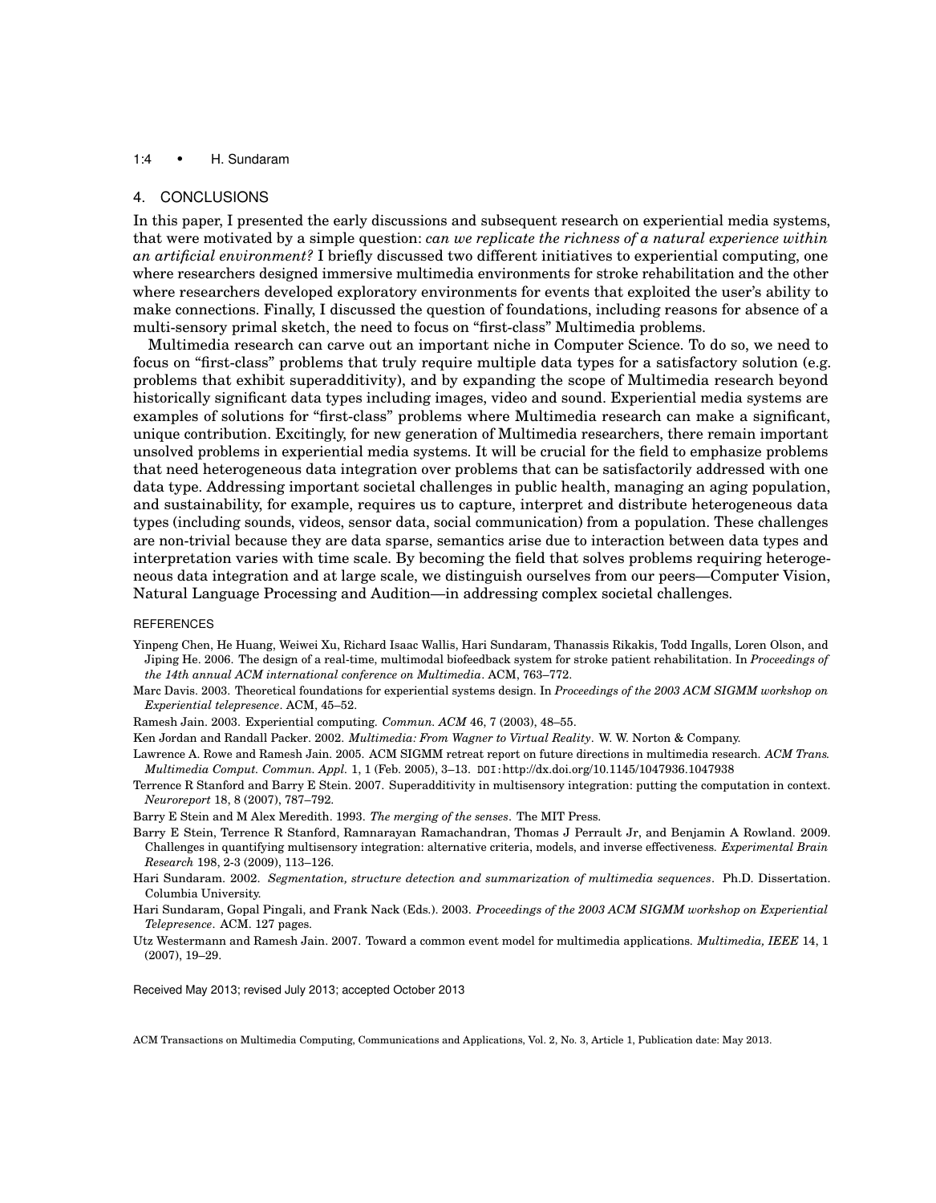## 4. CONCLUSIONS

In this paper, I presented the early discussions and subsequent research on experiential media systems, that were motivated by a simple question: *can we replicate the richness of a natural experience within an artificial environment?* I briefly discussed two different initiatives to experiential computing, one where researchers designed immersive multimedia environments for stroke rehabilitation and the other where researchers developed exploratory environments for events that exploited the user's ability to make connections. Finally, I discussed the question of foundations, including reasons for absence of a multi-sensory primal sketch, the need to focus on "first-class" Multimedia problems.

Multimedia research can carve out an important niche in Computer Science. To do so, we need to focus on "first-class" problems that truly require multiple data types for a satisfactory solution (e.g. problems that exhibit superadditivity), and by expanding the scope of Multimedia research beyond historically significant data types including images, video and sound. Experiential media systems are examples of solutions for "first-class" problems where Multimedia research can make a significant, unique contribution. Excitingly, for new generation of Multimedia researchers, there remain important unsolved problems in experiential media systems. It will be crucial for the field to emphasize problems that need heterogeneous data integration over problems that can be satisfactorily addressed with one data type. Addressing important societal challenges in public health, managing an aging population, and sustainability, for example, requires us to capture, interpret and distribute heterogeneous data types (including sounds, videos, sensor data, social communication) from a population. These challenges are non-trivial because they are data sparse, semantics arise due to interaction between data types and interpretation varies with time scale. By becoming the field that solves problems requiring heterogeneous data integration and at large scale, we distinguish ourselves from our peers—Computer Vision, Natural Language Processing and Audition—in addressing complex societal challenges.

## REFERENCES

Yinpeng Chen, He Huang, Weiwei Xu, Richard Isaac Wallis, Hari Sundaram, Thanassis Rikakis, Todd Ingalls, Loren Olson, and Jiping He. 2006. The design of a real-time, multimodal biofeedback system for stroke patient rehabilitation. In *Proceedings of the 14th annual ACM international conference on Multimedia*. ACM, 763–772.

Marc Davis. 2003. Theoretical foundations for experiential systems design. In *Proceedings of the 2003 ACM SIGMM workshop on Experiential telepresence*. ACM, 45–52.

Ramesh Jain. 2003. Experiential computing. *Commun. ACM* 46, 7 (2003), 48–55.

Ken Jordan and Randall Packer. 2002. *Multimedia: From Wagner to Virtual Reality*. W. W. Norton & Company.

Lawrence A. Rowe and Ramesh Jain. 2005. ACM SIGMM retreat report on future directions in multimedia research. *ACM Trans. Multimedia Comput. Commun. Appl.* 1, 1 (Feb. 2005), 3–13. DOI:http://dx.doi.org/10.1145/1047936.1047938

Terrence R Stanford and Barry E Stein. 2007. Superadditivity in multisensory integration: putting the computation in context. *Neuroreport* 18, 8 (2007), 787–792.

Barry E Stein and M Alex Meredith. 1993. *The merging of the senses*. The MIT Press.

Barry E Stein, Terrence R Stanford, Ramnarayan Ramachandran, Thomas J Perrault Jr, and Benjamin A Rowland. 2009. Challenges in quantifying multisensory integration: alternative criteria, models, and inverse effectiveness. *Experimental Brain Research* 198, 2-3 (2009), 113–126.

Hari Sundaram. 2002. *Segmentation, structure detection and summarization of multimedia sequences*. Ph.D. Dissertation. Columbia University.

Hari Sundaram, Gopal Pingali, and Frank Nack (Eds.). 2003. *Proceedings of the 2003 ACM SIGMM workshop on Experiential Telepresence*. ACM. 127 pages.

Utz Westermann and Ramesh Jain. 2007. Toward a common event model for multimedia applications. *Multimedia, IEEE* 14, 1 (2007), 19–29.

Received May 2013; revised July 2013; accepted October 2013